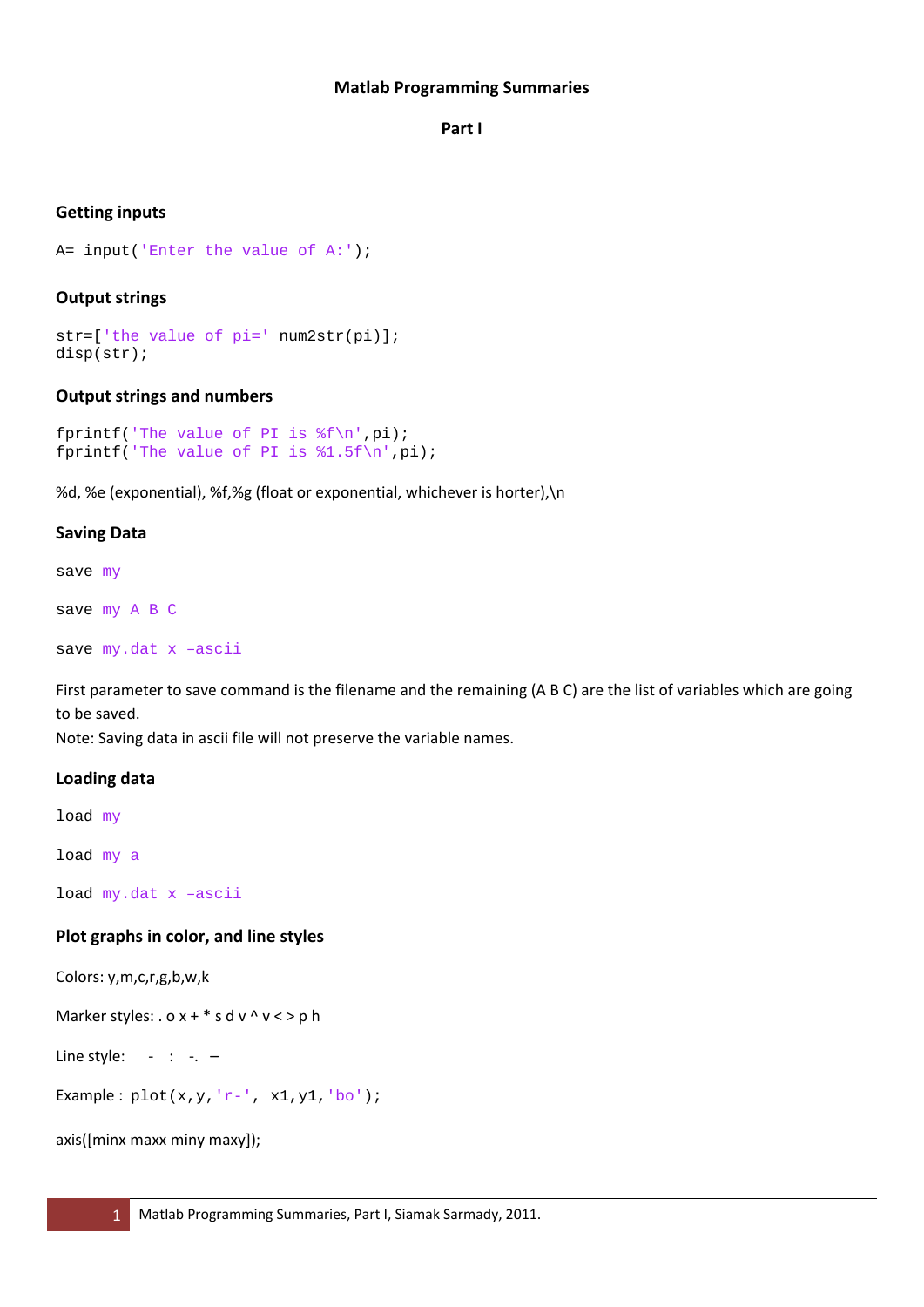# Matlab Programming Summaries

## Part I

### Getting inputs

```
A= input('Enter the value of A:');
```

### Output strings

```
str=['the value of pi=' num2str(pi)];
disp(str);
```

### Output strings and numbers

```
fprintf('The value of PI is %f\n',pi);
fprintf('The value of PI is %1.5f\n',pi);
```

%d, %e (exponential), %f,%g (float or exponential, whichever is horter),\n

### Saving Data

```
save my

save my A B C

save my.dat x –ascii
```

First parameter to save command is the filename and the remaining (A B C) are the list of variables which are going to be saved.
Note: Saving data in ascii file will not preserve the variable names.

### Loading data

```
load my

load my a

load my.dat x –ascii
```

### Plot graphs in color, and line styles

Colors: y,m,c,r,g,b,w,k

Marker styles: . o x + * s d v ^ v < > p h

Line style: - : -. –

Example : `plot(x,y,'r-', x1,y1,'bo');`

axis([minx maxx miny maxy]);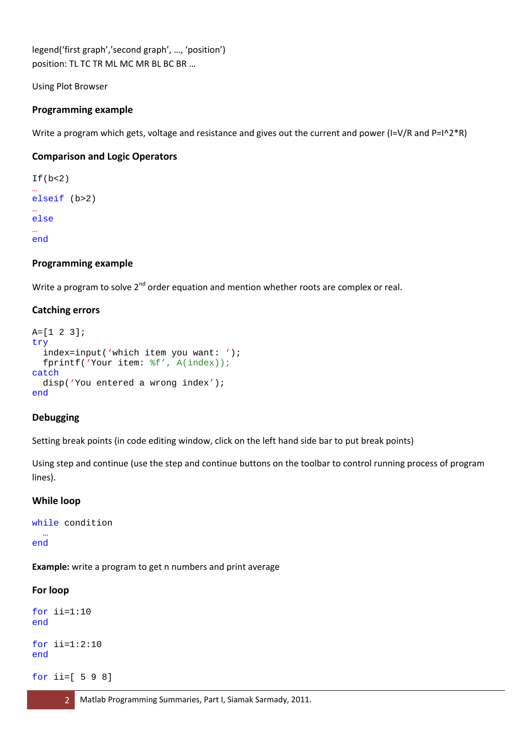legend('first graph','second graph', …, 'position')
position: TL TC TR ML MC MR BL BC BR …

Using Plot Browser

### Programming example

Write a program which gets, voltage and resistance and gives out the current and power (I=V/R and P=I^2*R)

### Comparison and Logic Operators

```
If(b<2)
…
elseif (b>2)
…
else
…
end
```

### Programming example

Write a program to solve 2nd order equation and mention whether roots are complex or real.

### Catching errors

```
A=[1 2 3];
try
  index=input('which item you want: ');
  fprintf('Your item: %f', A(index));
catch
  disp('You entered a wrong index');
end
```

### Debugging

Setting break points (in code editing window, click on the left hand side bar to put break points)

Using step and continue (use the step and continue buttons on the toolbar to control running process of program lines).

### While loop

```
while condition
  …
end
```

**Example:** write a program to get n numbers and print average

### For loop

```
for ii=1:10
end

for ii=1:2:10
end

for ii=[ 5 9 8]
```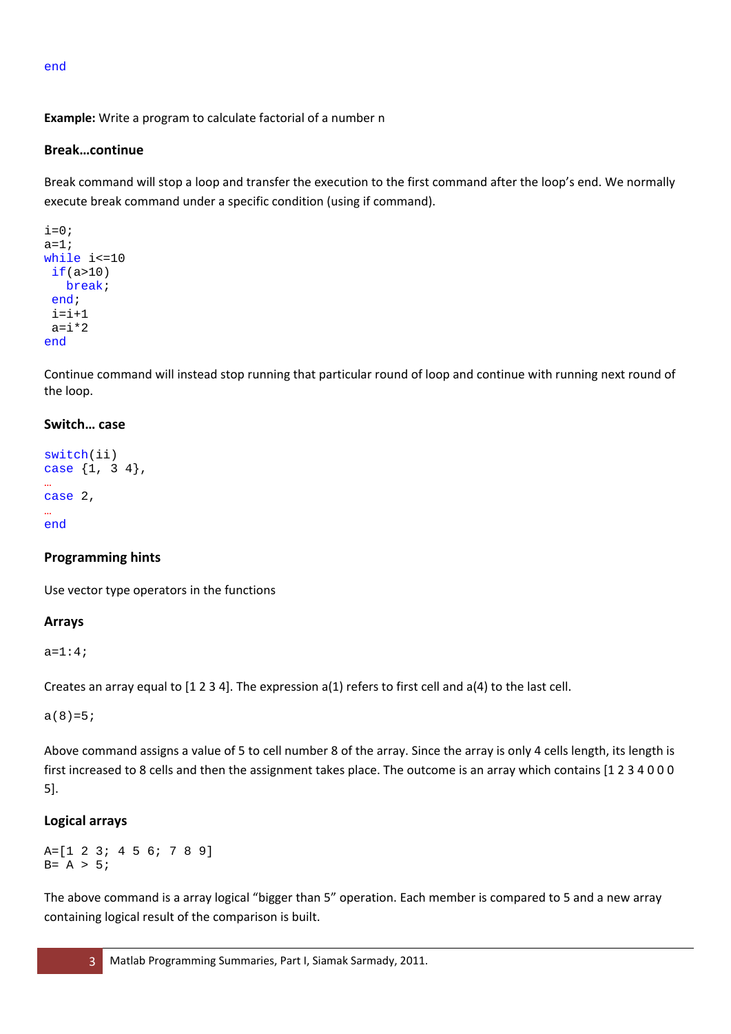```
end
```

**Example:** Write a program to calculate factorial of a number n

### Break…continue

Break command will stop a loop and transfer the execution to the first command after the loop's end. We normally execute break command under a specific condition (using if command).

```
i=0;
a=1;
while i<=10
 if(a>10)
   break;
 end;
 i=i+1
 a=i*2
end
```

Continue command will instead stop running that particular round of loop and continue with running next round of the loop.

### Switch… case

```
switch(ii)
case {1, 3 4},
…
case 2,
…
end
```

### Programming hints

Use vector type operators in the functions

### Arrays

```
a=1:4;
```

Creates an array equal to [1 2 3 4]. The expression a(1) refers to first cell and a(4) to the last cell.

```
a(8)=5;
```

Above command assigns a value of 5 to cell number 8 of the array. Since the array is only 4 cells length, its length is first increased to 8 cells and then the assignment takes place. The outcome is an array which contains [1 2 3 4 0 0 0 5].

### Logical arrays

```
A=[1 2 3; 4 5 6; 7 8 9]
B= A > 5;
```

The above command is a array logical "bigger than 5" operation. Each member is compared to 5 and a new array containing logical result of the comparison is built.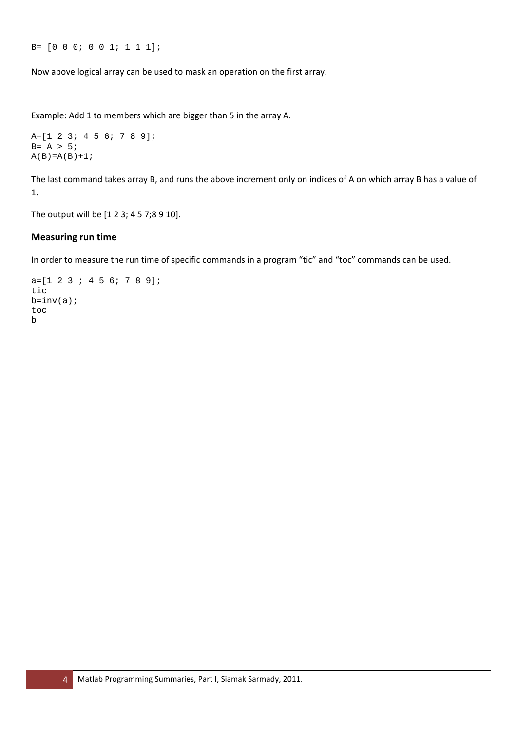```
B= [0 0 0; 0 0 1; 1 1 1];
```

Now above logical array can be used to mask an operation on the first array.

Example: Add 1 to members which are bigger than 5 in the array A.

```
A=[1 2 3; 4 5 6; 7 8 9];
B= A > 5;
A(B)=A(B)+1;
```

The last command takes array B, and runs the above increment only on indices of A on which array B has a value of 1.

The output will be [1 2 3; 4 5 7;8 9 10].

### Measuring run time

In order to measure the run time of specific commands in a program “tic” and “toc” commands can be used.

```
a=[1 2 3 ; 4 5 6; 7 8 9];
tic
b=inv(a);
toc
b
```